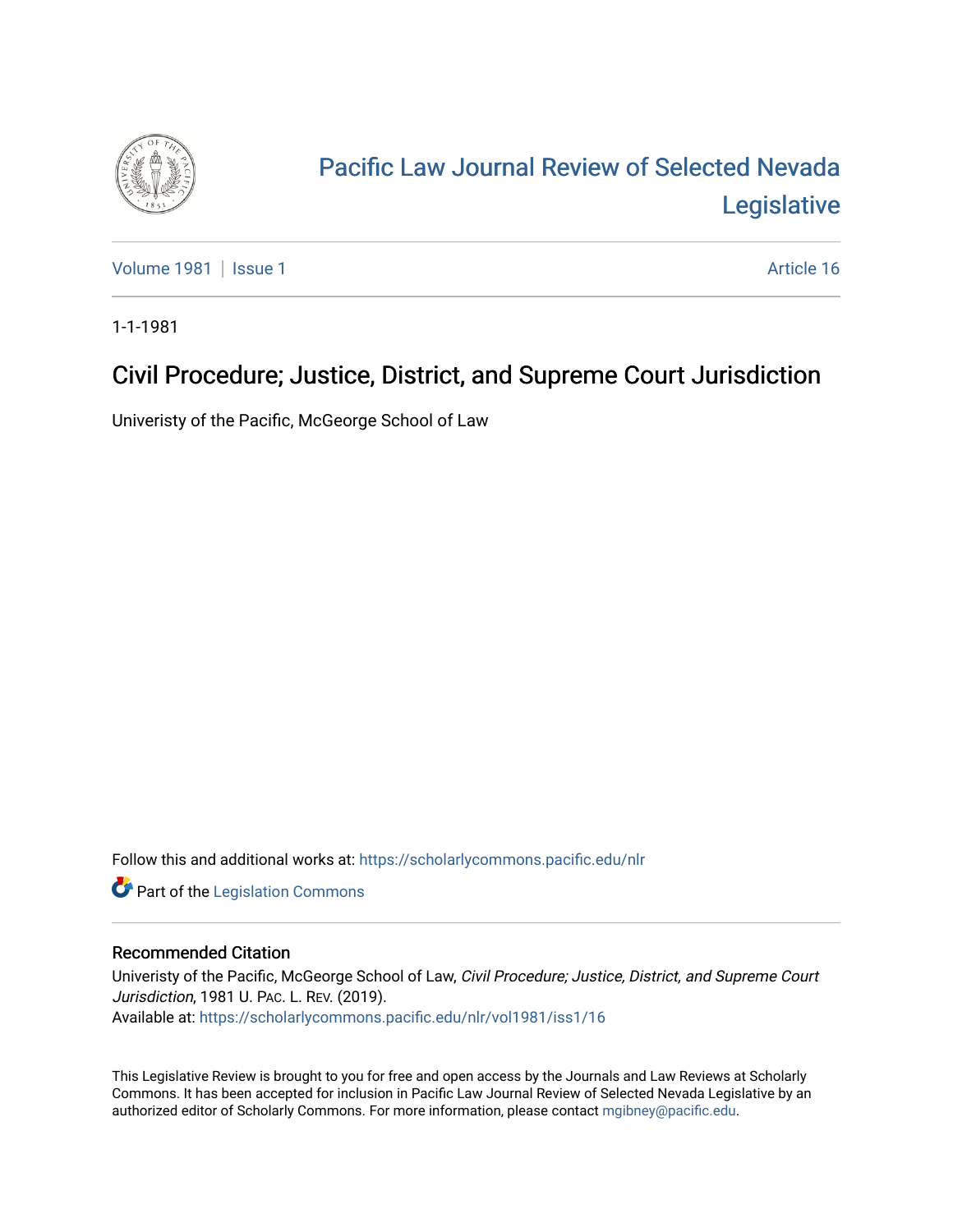# Pacific Law Journal Review of Selected Nevada Legislative

Volume 1981 | Issue 1 Article 16

1-1-1981

## Civil Procedure; Justice, District, and Supreme Court Jurisdiction

Univeristy of the Pacific, McGeorge School of Law

Follow this and additional works at: https://scholarlycommons.pacific.edu/nlr

Part of the Legislation Commons

### Recommended Citation

Univeristy of the Pacific, McGeorge School of Law, *Civil Procedure; Justice, District, and Supreme Court Jurisdiction*, 1981 U. PAC. L. REV. (2019).
Available at: https://scholarlycommons.pacific.edu/nlr/vol1981/iss1/16

This Legislative Review is brought to you for free and open access by the Journals and Law Reviews at Scholarly Commons. It has been accepted for inclusion in Pacific Law Journal Review of Selected Nevada Legislative by an authorized editor of Scholarly Commons. For more information, please contact mgibney@pacific.edu.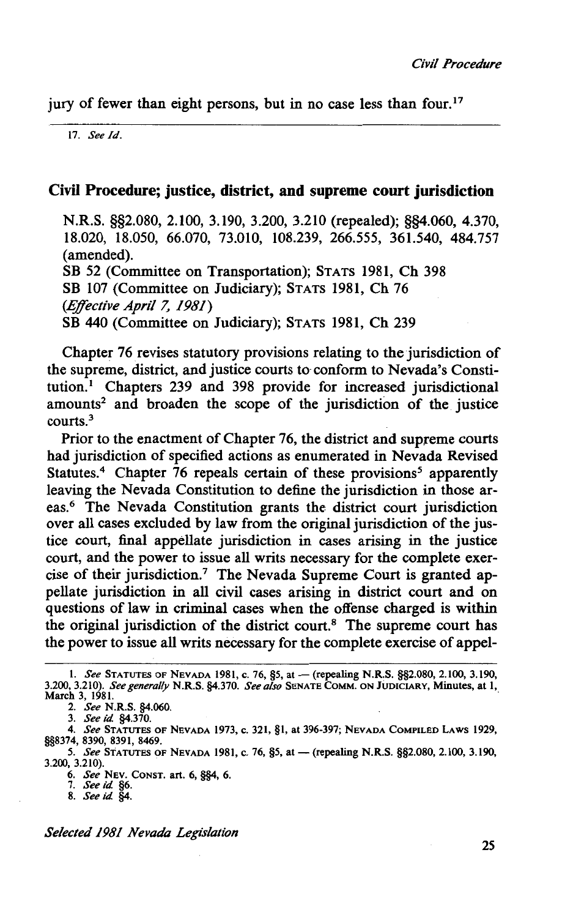jury of fewer than eight persons, but in no case less than four.[17]

17. *See Id.*

## Civil Procedure; justice, district, and supreme court jurisdiction

N.R.S. §§2.080, 2.100, 3.190, 3.200, 3.210 (repealed); §§4.060, 4.370, 18.020, 18.050, 66.070, 73.010, 108.239, 266.555, 361.540, 484.757 (amended).
SB 52 (Committee on Transportation); STATS 1981, Ch 398
SB 107 (Committee on Judiciary); STATS 1981, Ch 76
*(Effective April 7, 1981)*
SB 440 (Committee on Judiciary); STATS 1981, Ch 239

Chapter 76 revises statutory provisions relating to the jurisdiction of the supreme, district, and justice courts to conform to Nevada's Constitution.[1] Chapters 239 and 398 provide for increased jurisdictional amounts[2] and broaden the scope of the jurisdiction of the justice courts.[3]

Prior to the enactment of Chapter 76, the district and supreme courts had jurisdiction of specified actions as enumerated in Nevada Revised Statutes.[4] Chapter 76 repeals certain of these provisions[5] apparently leaving the Nevada Constitution to define the jurisdiction in those areas.[6] The Nevada Constitution grants the district court jurisdiction over all cases excluded by law from the original jurisdiction of the justice court, final appellate jurisdiction in cases arising in the justice court, and the power to issue all writs necessary for the complete exercise of their jurisdiction.[7] The Nevada Supreme Court is granted appellate jurisdiction in all civil cases arising in district court and on questions of law in criminal cases when the offense charged is within the original jurisdiction of the district court.[8] The supreme court has the power to issue all writs necessary for the complete exercise of appel-

1. *See* STATUTES OF NEVADA 1981, c. 76, §5, at — (repealing N.R.S. §§2.080, 2.100, 3.190, 3.200, 3.210). *See generally* N.R.S. §4.370. *See also* SENATE COMM. ON JUDICIARY, Minutes, at 1, March 3, 1981.
2. *See* N.R.S. §4.060.
3. *See id.* §4.370.
4. *See* STATUTES OF NEVADA 1973, c. 321, §1, at 396-397; NEVADA COMPILED LAWS 1929, §§8374, 8390, 8391, 8469.
5. *See* STATUTES OF NEVADA 1981, c. 76, §5, at — (repealing N.R.S. §§2.080, 2.100, 3.190, 3.200, 3.210).
6. *See* NEV. CONST. art. 6, §§4, 6.
7. *See id.* §6.
8. *See id.* §4.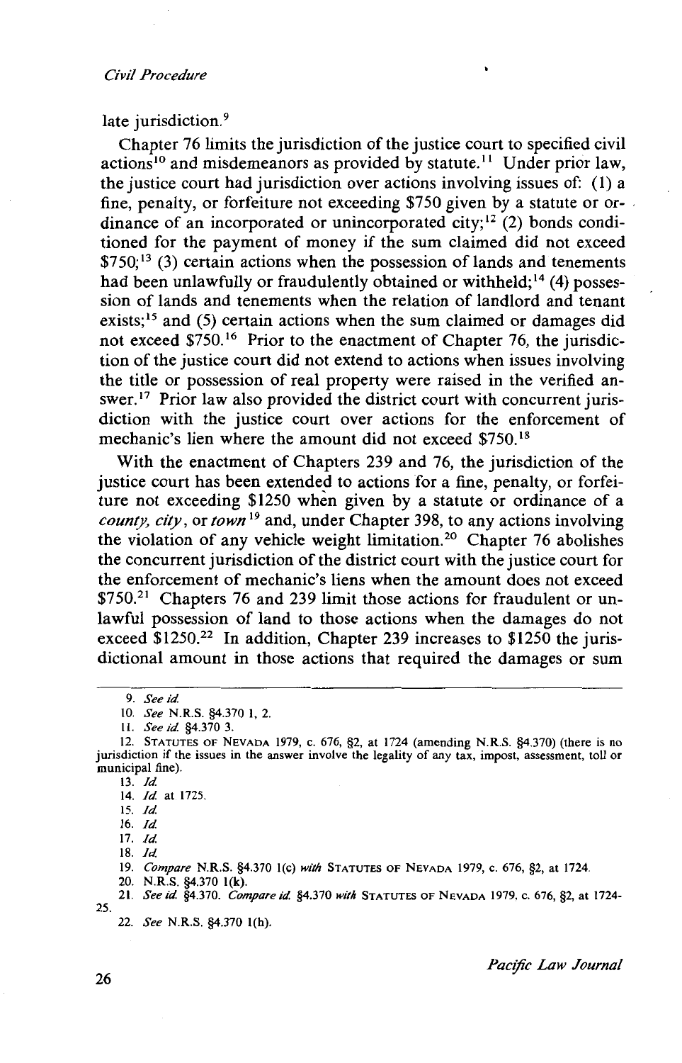late jurisdiction.[9]

Chapter 76 limits the jurisdiction of the justice court to specified civil actions[10] and misdemeanors as provided by statute.[11] Under prior law, the justice court had jurisdiction over actions involving issues of: (1) a fine, penalty, or forfeiture not exceeding $750 given by a statute or ordinance of an incorporated or unincorporated city;[12] (2) bonds conditioned for the payment of money if the sum claimed did not exceed $750;[13] (3) certain actions when the possession of lands and tenements had been unlawfully or fraudulently obtained or withheld;[14] (4) possession of lands and tenements when the relation of landlord and tenant exists;[15] and (5) certain actions when the sum claimed or damages did not exceed $750.[16] Prior to the enactment of Chapter 76, the jurisdiction of the justice court did not extend to actions when issues involving the title or possession of real property were raised in the verified answer.[17] Prior law also provided the district court with concurrent jurisdiction with the justice court over actions for the enforcement of mechanic's lien where the amount did not exceed $750.[18]

With the enactment of Chapters 239 and 76, the jurisdiction of the justice court has been extended to actions for a fine, penalty, or forfeiture not exceeding $1250 when given by a statute or ordinance of a *county, city*, or *town*[19] and, under Chapter 398, to any actions involving the violation of any vehicle weight limitation.[20] Chapter 76 abolishes the concurrent jurisdiction of the district court with the justice court for the enforcement of mechanic's liens when the amount does not exceed $750.[21] Chapters 76 and 239 limit those actions for fraudulent or unlawful possession of land to those actions when the damages do not exceed $1250.[22] In addition, Chapter 239 increases to $1250 the jurisdictional amount in those actions that required the damages or sum

---

9. *See id.*

10. *See* N.R.S. §4.370 1, 2.

11. *See id.* §4.370 3.

12. STATUTES OF NEVADA 1979, c. 676, §2, at 1724 (amending N.R.S. §4.370) (there is no jurisdiction if the issues in the answer involve the legality of any tax, impost, assessment, toll or municipal fine).

13. *Id.*

14. *Id.* at 1725.

15. *Id.*

16. *Id.*

17. *Id.*

18. *Id.*

19. *Compare* N.R.S. §4.370 1(c) *with* STATUTES OF NEVADA 1979, c. 676, §2, at 1724.

20. N.R.S. §4.370 1(k).

21. *See id.* §4.370. *Compare id.* §4.370 *with* STATUTES OF NEVADA 1979, c. 676, §2, at 1724-25.

22. *See* N.R.S. §4.370 1(h).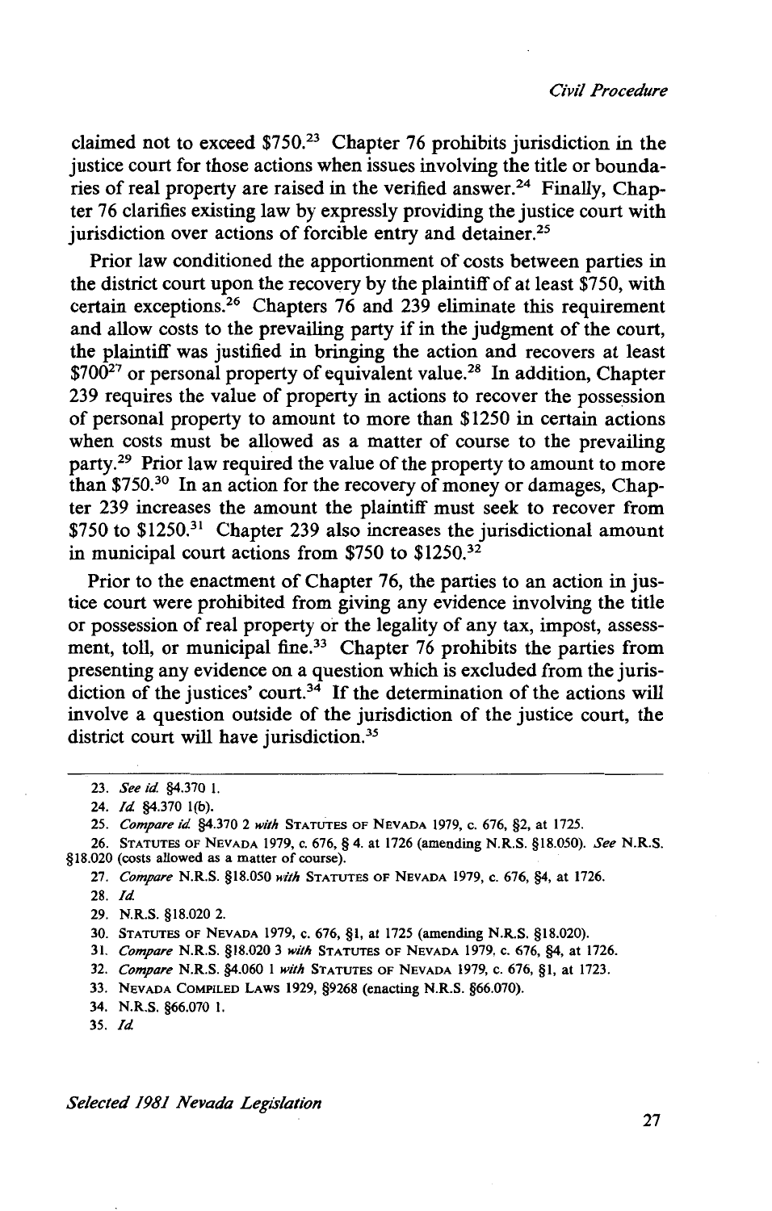claimed not to exceed $750.[23] Chapter 76 prohibits jurisdiction in the justice court for those actions when issues involving the title or boundaries of real property are raised in the verified answer.[24] Finally, Chapter 76 clarifies existing law by expressly providing the justice court with jurisdiction over actions of forcible entry and detainer.[25]

Prior law conditioned the apportionment of costs between parties in the district court upon the recovery by the plaintiff of at least $750, with certain exceptions.[26] Chapters 76 and 239 eliminate this requirement and allow costs to the prevailing party if in the judgment of the court, the plaintiff was justified in bringing the action and recovers at least $700[27] or personal property of equivalent value.[28] In addition, Chapter 239 requires the value of property in actions to recover the possession of personal property to amount to more than $1250 in certain actions when costs must be allowed as a matter of course to the prevailing party.[29] Prior law required the value of the property to amount to more than $750.[30] In an action for the recovery of money or damages, Chapter 239 increases the amount the plaintiff must seek to recover from $750 to $1250.[31] Chapter 239 also increases the jurisdictional amount in municipal court actions from $750 to $1250.[32]

Prior to the enactment of Chapter 76, the parties to an action in justice court were prohibited from giving any evidence involving the title or possession of real property or the legality of any tax, impost, assessment, toll, or municipal fine.[33] Chapter 76 prohibits the parties from presenting any evidence on a question which is excluded from the jurisdiction of the justices' court.[34] If the determination of the actions will involve a question outside of the jurisdiction of the justice court, the district court will have jurisdiction.[35]

---

23. *See id.* §4.370 1.
24. *Id.* §4.370 1(b).
25. *Compare id.* §4.370 2 *with* STATUTES OF NEVADA 1979, c. 676, §2, at 1725.
26. STATUTES OF NEVADA 1979, c. 676, § 4. at 1726 (amending N.R.S. §18.050). *See* N.R.S. §18.020 (costs allowed as a matter of course).
27. *Compare* N.R.S. §18.050 *with* STATUTES OF NEVADA 1979, c. 676, §4, at 1726.
28. *Id.*
29. N.R.S. §18.020 2.
30. STATUTES OF NEVADA 1979, c. 676, §1, at 1725 (amending N.R.S. §18.020).
31. *Compare* N.R.S. §18.020 3 *with* STATUTES OF NEVADA 1979, c. 676, §4, at 1726.
32. *Compare* N.R.S. §4.060 1 *with* STATUTES OF NEVADA 1979, c. 676, §1, at 1723.
33. NEVADA COMPILED LAWS 1929, §9268 (enacting N.R.S. §66.070).
34. N.R.S. §66.070 1.
35. *Id.*